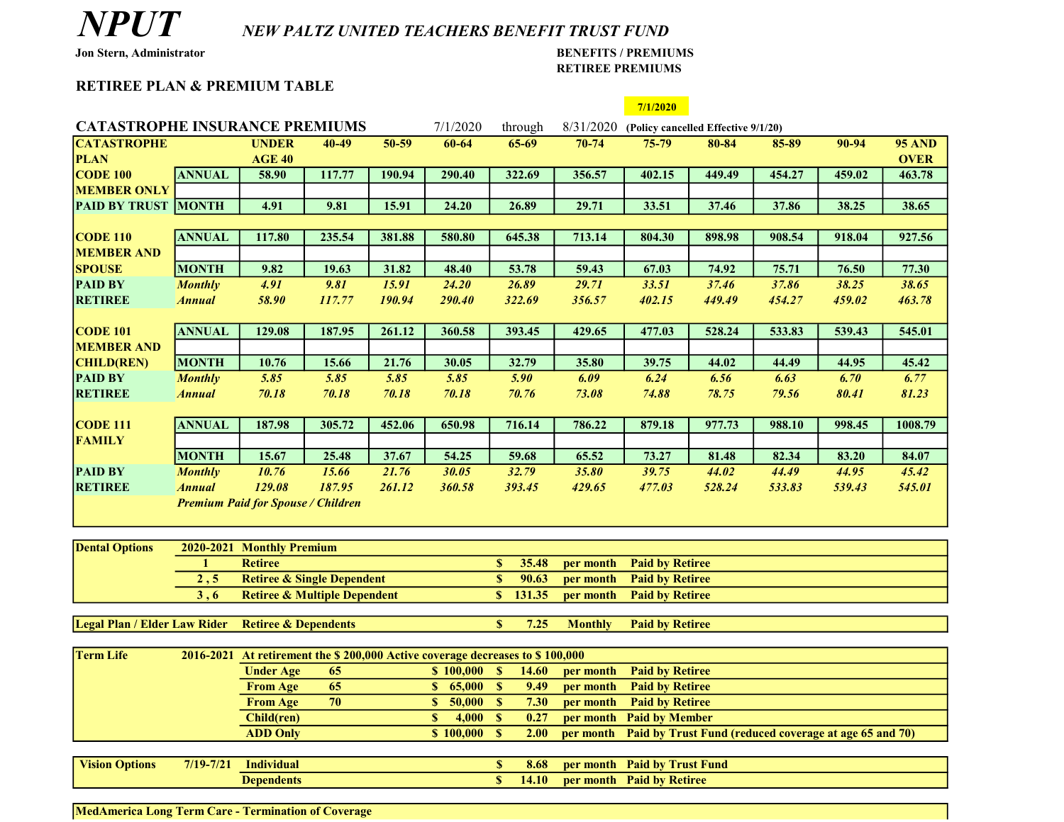# NPUT

## NEW PALTZ UNITED TEACHERS BENEFIT TRUST FUND

**Jon Stern, Administrator**

**BENEFITS / PREMIUMS**
**RETIREE PREMIUMS**

## RETIREE PLAN & PREMIUM TABLE

**7/1/2020**

### CATASTROPHE INSURANCE PREMIUMS 7/1/2020 through 8/31/2020 (Policy cancelled Effective 9/1/20)

| CATASTROPHE PLAN | | UNDER AGE 40 | 40-49 | 50-59 | 60-64 | 65-69 | 70-74 | 75-79 | 80-84 | 85-89 | 90-94 | 95 AND OVER |
|---|---|---|---|---|---|---|---|---|---|---|---|---|
| **CODE 100 MEMBER ONLY PAID BY TRUST** | **ANNUAL** | 58.90 | 117.77 | 190.94 | 290.40 | 322.69 | 356.57 | 402.15 | 449.49 | 454.27 | 459.02 | 463.78 |
| | **MONTH** | 4.91 | 9.81 | 15.91 | 24.20 | 26.89 | 29.71 | 33.51 | 37.46 | 37.86 | 38.25 | 38.65 |
| **CODE 110 MEMBER AND SPOUSE** | **ANNUAL** | 117.80 | 235.54 | 381.88 | 580.80 | 645.38 | 713.14 | 804.30 | 898.98 | 908.54 | 918.04 | 927.56 |
| | **MONTH** | 9.82 | 19.63 | 31.82 | 48.40 | 53.78 | 59.43 | 67.03 | 74.92 | 75.71 | 76.50 | 77.30 |
| **PAID BY RETIREE** | ***Monthly*** | *4.91* | *9.81* | *15.91* | *24.20* | *26.89* | *29.71* | *33.51* | *37.46* | *37.86* | *38.25* | *38.65* |
| | ***Annual*** | *58.90* | *117.77* | *190.94* | *290.40* | *322.69* | *356.57* | *402.15* | *449.49* | *454.27* | *459.02* | *463.78* |
| **CODE 101 MEMBER AND CHILD(REN)** | **ANNUAL** | 129.08 | 187.95 | 261.12 | 360.58 | 393.45 | 429.65 | 477.03 | 528.24 | 533.83 | 539.43 | 545.01 |
| | **MONTH** | 10.76 | 15.66 | 21.76 | 30.05 | 32.79 | 35.80 | 39.75 | 44.02 | 44.49 | 44.95 | 45.42 |
| **PAID BY RETIREE** | ***Monthly*** | *5.85* | *5.85* | *5.85* | *5.85* | *5.90* | *6.09* | *6.24* | *6.56* | *6.63* | *6.70* | *6.77* |
| | ***Annual*** | *70.18* | *70.18* | *70.18* | *70.18* | *70.76* | *73.08* | *74.88* | *78.75* | *79.56* | *80.41* | *81.23* |
| **CODE 111 FAMILY** | **ANNUAL** | 187.98 | 305.72 | 452.06 | 650.98 | 716.14 | 786.22 | 879.18 | 977.73 | 988.10 | 998.45 | 1008.79 |
| | **MONTH** | 15.67 | 25.48 | 37.67 | 54.25 | 59.68 | 65.52 | 73.27 | 81.48 | 82.34 | 83.20 | 84.07 |
| **PAID BY RETIREE** | ***Monthly*** | *10.76* | *15.66* | *21.76* | *30.05* | *32.79* | *35.80* | *39.75* | *44.02* | *44.49* | *44.95* | *45.42* |
| | ***Annual*** | *129.08* | *187.95* | *261.12* | *360.58* | *393.45* | *429.65* | *477.03* | *528.24* | *533.83* | *539.43* | *545.01* |

***Premium Paid for Spouse / Children***

| Dental Options | 2020-2021 | Monthly Premium | | | |
|---|---|---|---|---|---|
| | 1 | Retiree | $ 35.48 | per month | Paid by Retiree |
| | 2 , 5 | Retiree & Single Dependent | $ 90.63 | per month | Paid by Retiree |
| | 3 , 6 | Retiree & Multiple Dependent | $ 131.35 | per month | Paid by Retiree |

| Legal Plan / Elder Law Rider | Retiree & Dependents | $ 7.25 | Monthly | Paid by Retiree |
|---|---|---|---|---|

| Term Life | 2016-2021 | At retirement the $ 200,000 Active coverage decreases to $ 100,000 | | | | |
|---|---|---|---|---|---|---|
| | | Under Age 65 | $ 100,000 | $ 14.60 | per month | Paid by Retiree |
| | | From Age 65 | $ 65,000 | $ 9.49 | per month | Paid by Retiree |
| | | From Age 70 | $ 50,000 | $ 7.30 | per month | Paid by Retiree |
| | | Child(ren) | $ 4,000 | $ 0.27 | per month | Paid by Member |
| | | ADD Only | $ 100,000 | $ 2.00 | per month | Paid by Trust Fund (reduced coverage at age 65 and 70) |

| Vision Options | 7/19-7/21 | Individual | $ 8.68 | per month | Paid by Trust Fund |
|---|---|---|---|---|---|
| | | Dependents | $ 14.10 | per month | Paid by Retiree |

**MedAmerica Long Term Care - Termination of Coverage**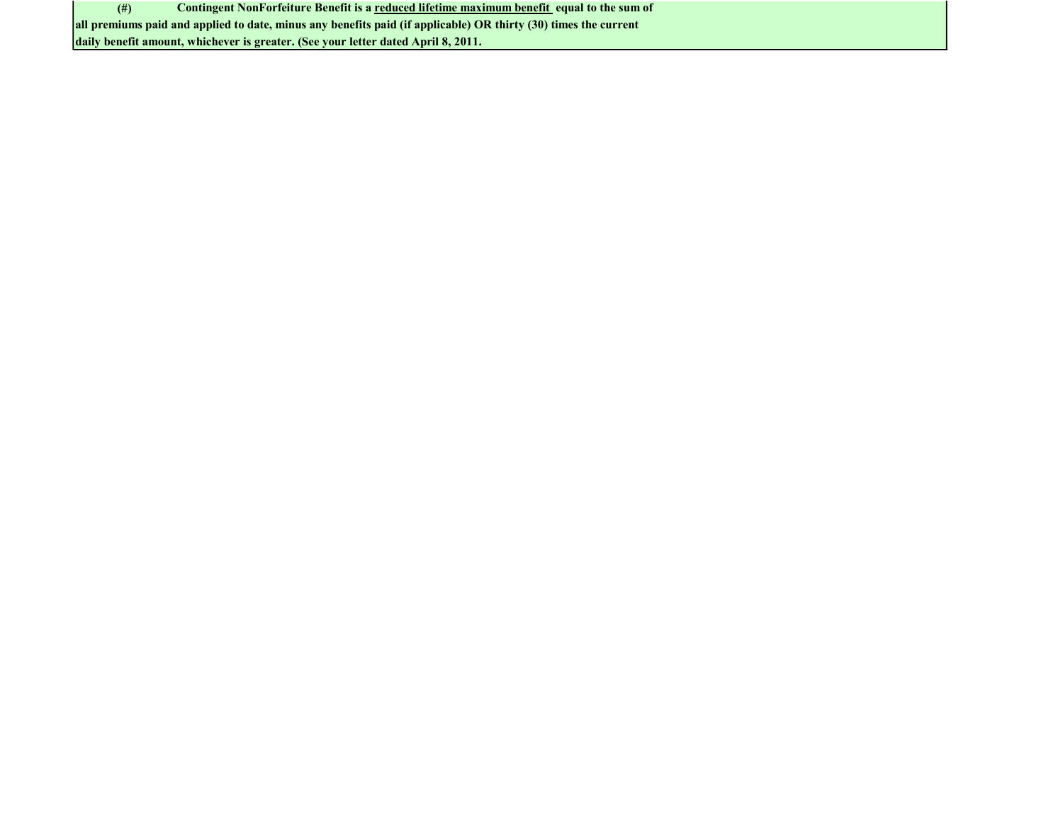**(#) Contingent NonForfeiture Benefit is a <u>reduced lifetime maximum benefit</u> equal to the sum of all premiums paid and applied to date, minus any benefits paid (if applicable) OR thirty (30) times the current daily benefit amount, whichever is greater. (See your letter dated April 8, 2011.**